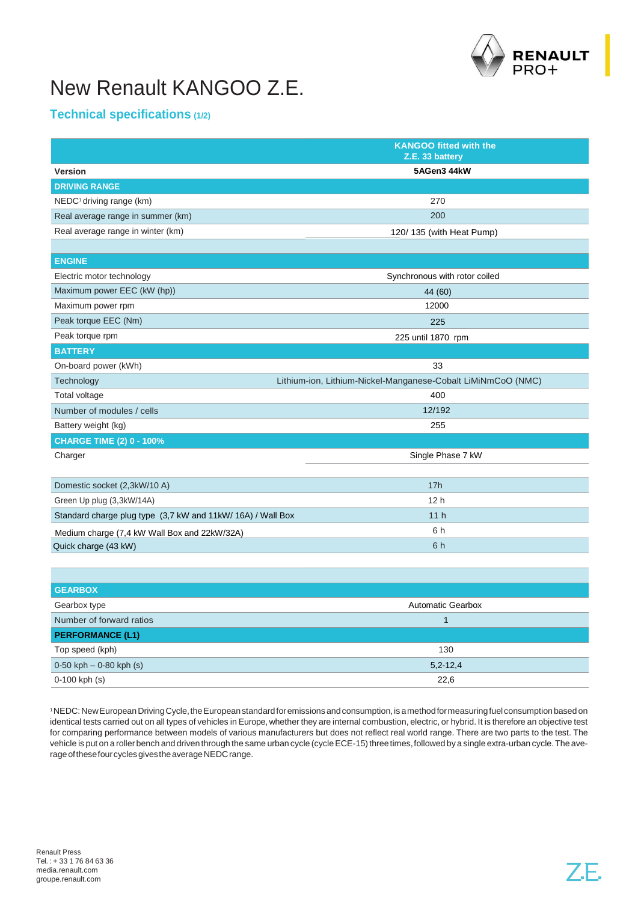# New Renault KANGOO Z.E.

## Technical specifications (1/2)

| | KANGOO fitted with the Z.E. 33 battery |
|---|---|
| **Version** | **5AGen3 44kW** |
| **DRIVING RANGE** | |
| NEDC[1] driving range (km) | 270 |
| Real average range in summer (km) | 200 |
| Real average range in winter (km) | 120/ 135 (with Heat Pump) |
| | |
| **ENGINE** | |
| Electric motor technology | Synchronous with rotor coiled |
| Maximum power EEC (kW (hp)) | 44 (60) |
| Maximum power rpm | 12000 |
| Peak torque EEC (Nm) | 225 |
| Peak torque rpm | 225 until 1870 rpm |
| **BATTERY** | |
| On-board power (kWh) | 33 |
| Technology | Lithium-ion, Lithium-Nickel-Manganese-Cobalt LiMiNmCoO (NMC) |
| Total voltage | 400 |
| Number of modules / cells | 12/192 |
| Battery weight (kg) | 255 |
| **CHARGE TIME (2) 0 - 100%** | |
| Charger | Single Phase 7 kW |
| | |
| Domestic socket (2,3kW/10 A) | 17h |
| Green Up plug (3,3kW/14A) | 12 h |
| Standard charge plug type (3,7 kW and 11kW/ 16A) / Wall Box | 11 h |
| Medium charge (7,4 kW Wall Box and 22kW/32A) | 6 h |
| Quick charge (43 kW) | 6 h |
| | |
| **GEARBOX** | |
| Gearbox type | Automatic Gearbox |
| Number of forward ratios | 1 |
| **PERFORMANCE (L1)** | |
| Top speed (kph) | 130 |
| 0-50 kph – 0-80 kph (s) | 5,2-12,4 |
| 0-100 kph (s) | 22,6 |

[1] NEDC: New European Driving Cycle, the European standard for emissions and consumption, is a method for measuring fuel consumption based on identical tests carried out on all types of vehicles in Europe, whether they are internal combustion, electric, or hybrid. It is therefore an objective test for comparing performance between models of various manufacturers but does not reflect real world range. There are two parts to the test. The vehicle is put on a roller bench and driven through the same urban cycle (cycle ECE-15) three times, followed by a single extra-urban cycle. The average of these four cycles gives the average NEDC range.

Renault Press
Tel. : + 33 1 76 84 63 36
media.renault.com
groupe.renault.com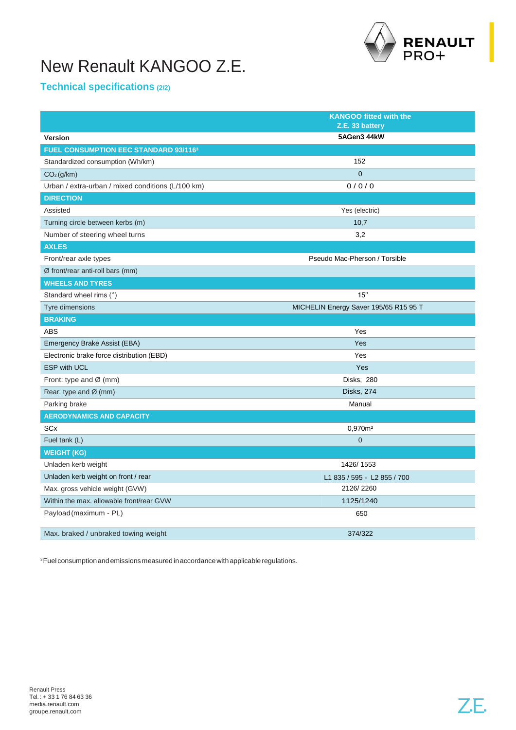# New Renault KANGOO Z.E.

## Technical specifications (2/2)

| | KANGOO fitted with the Z.E. 33 battery |
|---|---|
| Version | 5AGen3 44kW |
| **FUEL CONSUMPTION EEC STANDARD 93/116[3]** | |
| Standardized consumption (Wh/km) | 152 |
| $CO_2$ (g/km) | 0 |
| Urban / extra-urban / mixed conditions (L/100 km) | 0 / 0 / 0 |
| **DIRECTION** | |
| Assisted | Yes (electric) |
| Turning circle between kerbs (m) | 10,7 |
| Number of steering wheel turns | 3,2 |
| **AXLES** | |
| Front/rear axle types | Pseudo Mac-Pherson / Torsible |
| Ø front/rear anti-roll bars (mm) | |
| **WHEELS AND TYRES** | |
| Standard wheel rims ('') | 15'' |
| Tyre dimensions | MICHELIN Energy Saver 195/65 R15 95 T |
| **BRAKING** | |
| ABS | Yes |
| Emergency Brake Assist (EBA) | Yes |
| Electronic brake force distribution (EBD) | Yes |
| ESP with UCL | Yes |
| Front: type and Ø (mm) | Disks, 280 |
| Rear: type and Ø (mm) | Disks, 274 |
| Parking brake | Manual |
| **AERODYNAMICS AND CAPACITY** | |
| SCx | 0,970m² |
| Fuel tank (L) | 0 |
| **WEIGHT (KG)** | |
| Unladen kerb weight | 1426/ 1553 |
| Unladen kerb weight on front / rear | L1 835 / 595 - L2 855 / 700 |
| Max. gross vehicle weight (GVW) | 2126/ 2260 |
| Within the max. allowable front/rear GVW | 1125/1240 |
| Payload (maximum - PL) | 650 |
| Max. braked / unbraked towing weight | 374/322 |

[3] Fuel consumption and emissions measured in accordance with applicable regulations.

Renault Press
Tel. : + 33 1 76 84 63 36
media.renault.com
groupe.renault.com